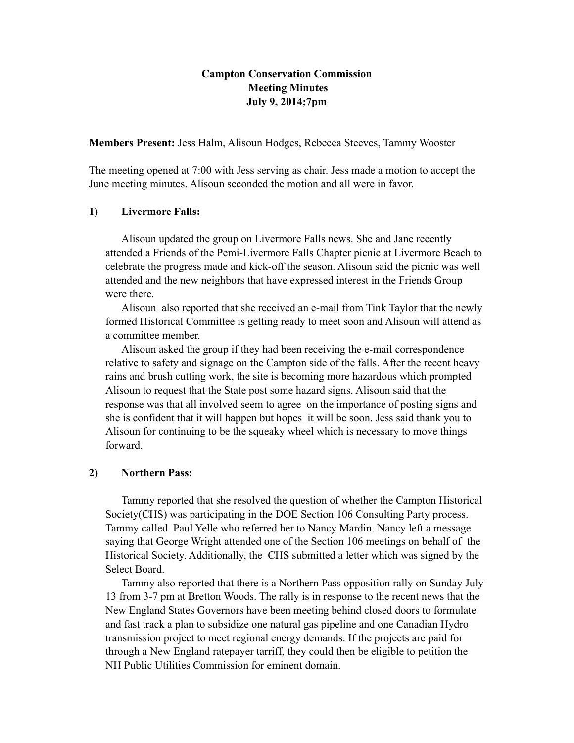# Campton Conservation Commission
## Meeting Minutes
## July 9, 2014;7pm

**Members Present:** Jess Halm, Alisoun Hodges, Rebecca Steeves, Tammy Wooster

The meeting opened at 7:00 with Jess serving as chair. Jess made a motion to accept the June meeting minutes. Alisoun seconded the motion and all were in favor.

### 1) Livermore Falls:

Alisoun updated the group on Livermore Falls news. She and Jane recently attended a Friends of the Pemi-Livermore Falls Chapter picnic at Livermore Beach to celebrate the progress made and kick-off the season. Alisoun said the picnic was well attended and the new neighbors that have expressed interest in the Friends Group were there.

Alisoun also reported that she received an e-mail from Tink Taylor that the newly formed Historical Committee is getting ready to meet soon and Alisoun will attend as a committee member.

Alisoun asked the group if they had been receiving the e-mail correspondence relative to safety and signage on the Campton side of the falls. After the recent heavy rains and brush cutting work, the site is becoming more hazardous which prompted Alisoun to request that the State post some hazard signs. Alisoun said that the response was that all involved seem to agree on the importance of posting signs and she is confident that it will happen but hopes it will be soon. Jess said thank you to Alisoun for continuing to be the squeaky wheel which is necessary to move things forward.

### 2) Northern Pass:

Tammy reported that she resolved the question of whether the Campton Historical Society(CHS) was participating in the DOE Section 106 Consulting Party process. Tammy called Paul Yelle who referred her to Nancy Mardin. Nancy left a message saying that George Wright attended one of the Section 106 meetings on behalf of the Historical Society. Additionally, the CHS submitted a letter which was signed by the Select Board.

Tammy also reported that there is a Northern Pass opposition rally on Sunday July 13 from 3-7 pm at Bretton Woods. The rally is in response to the recent news that the New England States Governors have been meeting behind closed doors to formulate and fast track a plan to subsidize one natural gas pipeline and one Canadian Hydro transmission project to meet regional energy demands. If the projects are paid for through a New England ratepayer tarriff, they could then be eligible to petition the NH Public Utilities Commission for eminent domain.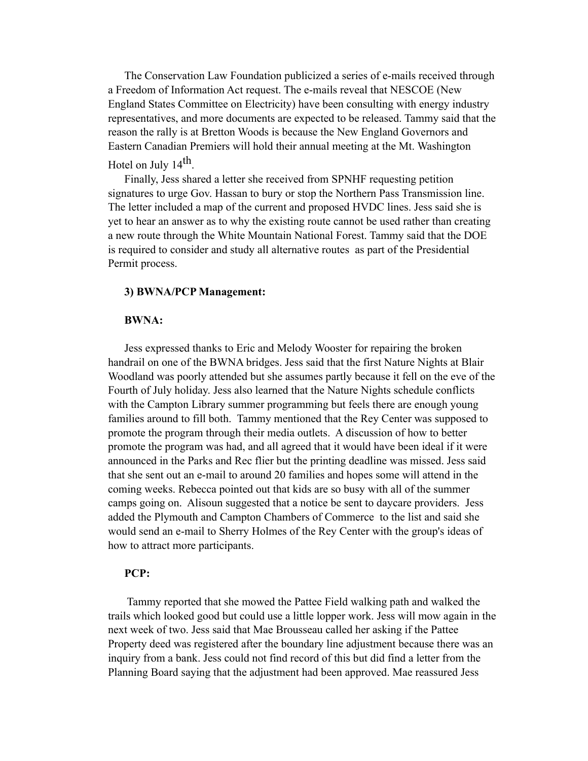The Conservation Law Foundation publicized a series of e-mails received through a Freedom of Information Act request. The e-mails reveal that NESCOE (New England States Committee on Electricity) have been consulting with energy industry representatives, and more documents are expected to be released. Tammy said that the reason the rally is at Bretton Woods is because the New England Governors and Eastern Canadian Premiers will hold their annual meeting at the Mt. Washington Hotel on July 14th.

Finally, Jess shared a letter she received from SPNHF requesting petition signatures to urge Gov. Hassan to bury or stop the Northern Pass Transmission line. The letter included a map of the current and proposed HVDC lines. Jess said she is yet to hear an answer as to why the existing route cannot be used rather than creating a new route through the White Mountain National Forest. Tammy said that the DOE is required to consider and study all alternative routes as part of the Presidential Permit process.

**3) BWNA/PCP Management:**

**BWNA:**

Jess expressed thanks to Eric and Melody Wooster for repairing the broken handrail on one of the BWNA bridges. Jess said that the first Nature Nights at Blair Woodland was poorly attended but she assumes partly because it fell on the eve of the Fourth of July holiday. Jess also learned that the Nature Nights schedule conflicts with the Campton Library summer programming but feels there are enough young families around to fill both. Tammy mentioned that the Rey Center was supposed to promote the program through their media outlets. A discussion of how to better promote the program was had, and all agreed that it would have been ideal if it were announced in the Parks and Rec flier but the printing deadline was missed. Jess said that she sent out an e-mail to around 20 families and hopes some will attend in the coming weeks. Rebecca pointed out that kids are so busy with all of the summer camps going on. Alisoun suggested that a notice be sent to daycare providers. Jess added the Plymouth and Campton Chambers of Commerce to the list and said she would send an e-mail to Sherry Holmes of the Rey Center with the group's ideas of how to attract more participants.

**PCP:**

Tammy reported that she mowed the Pattee Field walking path and walked the trails which looked good but could use a little lopper work. Jess will mow again in the next week of two. Jess said that Mae Brousseau called her asking if the Pattee Property deed was registered after the boundary line adjustment because there was an inquiry from a bank. Jess could not find record of this but did find a letter from the Planning Board saying that the adjustment had been approved. Mae reassured Jess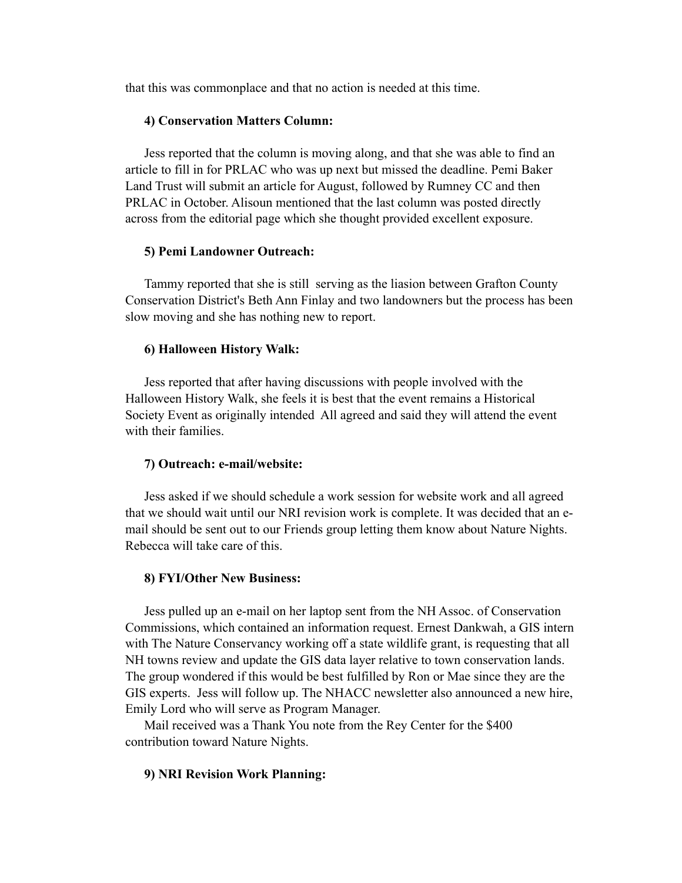that this was commonplace and that no action is needed at this time.

**4) Conservation Matters Column:**

Jess reported that the column is moving along, and that she was able to find an article to fill in for PRLAC who was up next but missed the deadline. Pemi Baker Land Trust will submit an article for August, followed by Rumney CC and then PRLAC in October. Alisoun mentioned that the last column was posted directly across from the editorial page which she thought provided excellent exposure.

**5) Pemi Landowner Outreach:**

Tammy reported that she is still serving as the liasion between Grafton County Conservation District's Beth Ann Finlay and two landowners but the process has been slow moving and she has nothing new to report.

**6) Halloween History Walk:**

Jess reported that after having discussions with people involved with the Halloween History Walk, she feels it is best that the event remains a Historical Society Event as originally intended All agreed and said they will attend the event with their families.

**7) Outreach: e-mail/website:**

Jess asked if we should schedule a work session for website work and all agreed that we should wait until our NRI revision work is complete. It was decided that an e-mail should be sent out to our Friends group letting them know about Nature Nights. Rebecca will take care of this.

**8) FYI/Other New Business:**

Jess pulled up an e-mail on her laptop sent from the NH Assoc. of Conservation Commissions, which contained an information request. Ernest Dankwah, a GIS intern with The Nature Conservancy working off a state wildlife grant, is requesting that all NH towns review and update the GIS data layer relative to town conservation lands. The group wondered if this would be best fulfilled by Ron or Mae since they are the GIS experts. Jess will follow up. The NHACC newsletter also announced a new hire, Emily Lord who will serve as Program Manager.

Mail received was a Thank You note from the Rey Center for the $400 contribution toward Nature Nights.

**9) NRI Revision Work Planning:**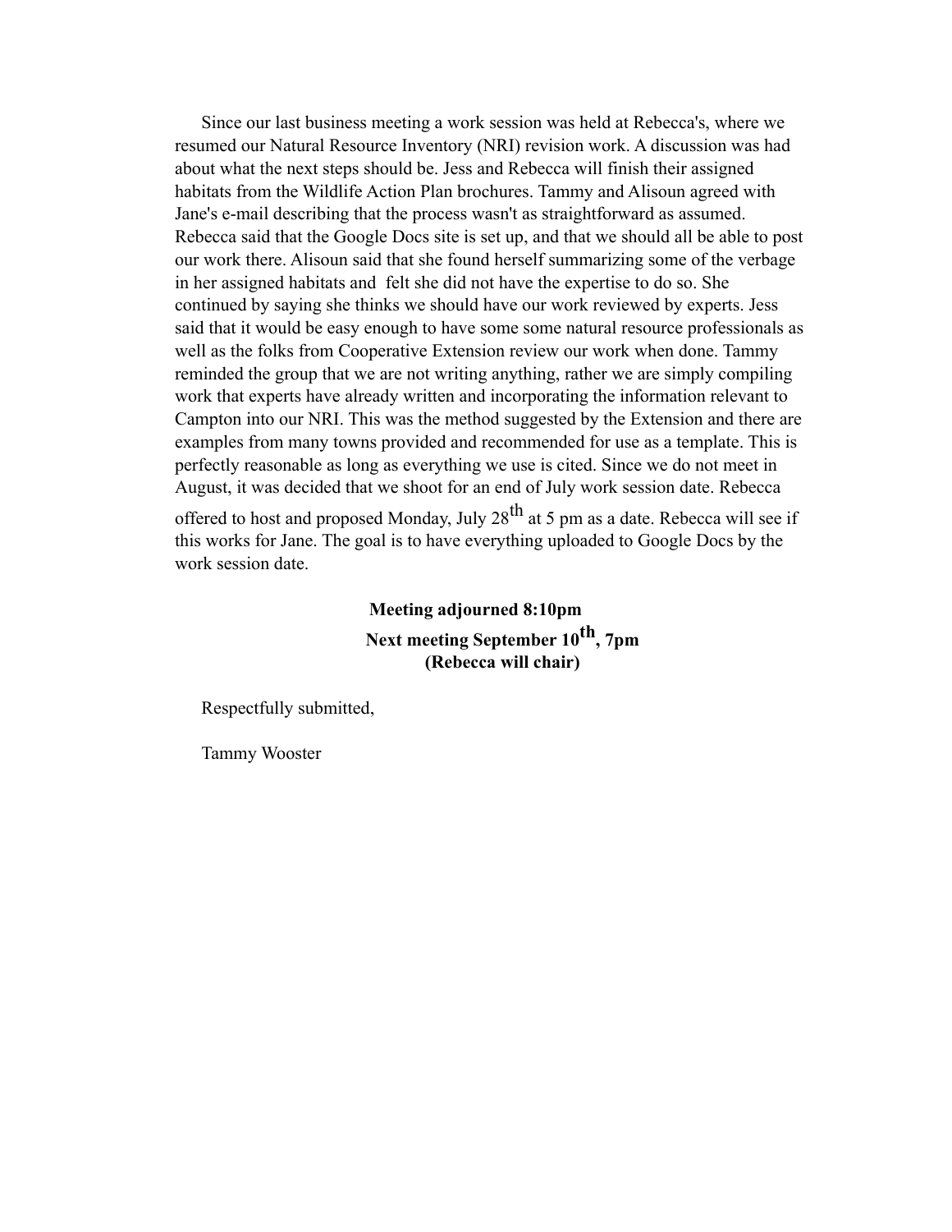Since our last business meeting a work session was held at Rebecca's, where we resumed our Natural Resource Inventory (NRI) revision work. A discussion was had about what the next steps should be. Jess and Rebecca will finish their assigned habitats from the Wildlife Action Plan brochures. Tammy and Alisoun agreed with Jane's e-mail describing that the process wasn't as straightforward as assumed. Rebecca said that the Google Docs site is set up, and that we should all be able to post our work there. Alisoun said that she found herself summarizing some of the verbage in her assigned habitats and felt she did not have the expertise to do so. She continued by saying she thinks we should have our work reviewed by experts. Jess said that it would be easy enough to have some some natural resource professionals as well as the folks from Cooperative Extension review our work when done. Tammy reminded the group that we are not writing anything, rather we are simply compiling work that experts have already written and incorporating the information relevant to Campton into our NRI. This was the method suggested by the Extension and there are examples from many towns provided and recommended for use as a template. This is perfectly reasonable as long as everything we use is cited. Since we do not meet in August, it was decided that we shoot for an end of July work session date. Rebecca offered to host and proposed Monday, July 28th at 5 pm as a date. Rebecca will see if this works for Jane. The goal is to have everything uploaded to Google Docs by the work session date.

**Meeting adjourned 8:10pm**

**Next meeting September 10th, 7pm**

**(Rebecca will chair)**

Respectfully submitted,

Tammy Wooster